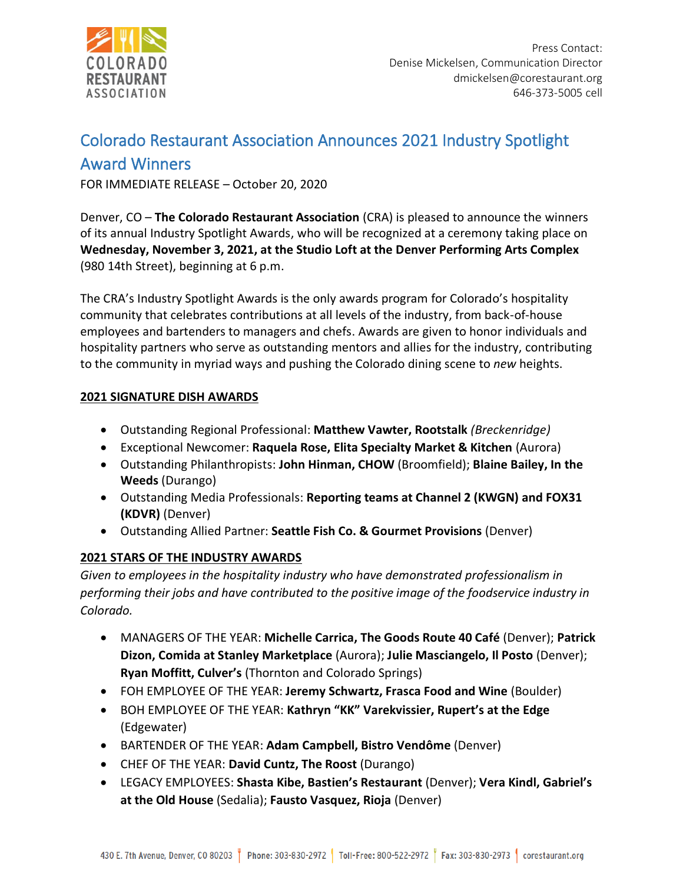Press Contact:
Denise Mickelsen, Communication Director
dmickelsen@corestaurant.org
646-373-5005 cell

# Colorado Restaurant Association Announces 2021 Industry Spotlight Award Winners

FOR IMMEDIATE RELEASE – October 20, 2020

Denver, CO – **The Colorado Restaurant Association** (CRA) is pleased to announce the winners of its annual Industry Spotlight Awards, who will be recognized at a ceremony taking place on **Wednesday, November 3, 2021, at the Studio Loft at the Denver Performing Arts Complex** (980 14th Street), beginning at 6 p.m.

The CRA's Industry Spotlight Awards is the only awards program for Colorado's hospitality community that celebrates contributions at all levels of the industry, from back-of-house employees and bartenders to managers and chefs. Awards are given to honor individuals and hospitality partners who serve as outstanding mentors and allies for the industry, contributing to the community in myriad ways and pushing the Colorado dining scene to *new* heights.

## 2021 SIGNATURE DISH AWARDS

- Outstanding Regional Professional: **Matthew Vawter, Rootstalk** *(Breckenridge)*
- Exceptional Newcomer: **Raquela Rose, Elita Specialty Market & Kitchen** (Aurora)
- Outstanding Philanthropists: **John Hinman, CHOW** (Broomfield); **Blaine Bailey, In the Weeds** (Durango)
- Outstanding Media Professionals: **Reporting teams at Channel 2 (KWGN) and FOX31 (KDVR)** (Denver)
- Outstanding Allied Partner: **Seattle Fish Co. & Gourmet Provisions** (Denver)

## 2021 STARS OF THE INDUSTRY AWARDS

*Given to employees in the hospitality industry who have demonstrated professionalism in performing their jobs and have contributed to the positive image of the foodservice industry in Colorado.*

- MANAGERS OF THE YEAR: **Michelle Carrica, The Goods Route 40 Café** (Denver); **Patrick Dizon, Comida at Stanley Marketplace** (Aurora); **Julie Masciangelo, Il Posto** (Denver); **Ryan Moffitt, Culver's** (Thornton and Colorado Springs)
- FOH EMPLOYEE OF THE YEAR: **Jeremy Schwartz, Frasca Food and Wine** (Boulder)
- BOH EMPLOYEE OF THE YEAR: **Kathryn "KK" Varekvissier, Rupert's at the Edge** (Edgewater)
- BARTENDER OF THE YEAR: **Adam Campbell, Bistro Vendôme** (Denver)
- CHEF OF THE YEAR: **David Cuntz, The Roost** (Durango)
- LEGACY EMPLOYEES: **Shasta Kibe, Bastien's Restaurant** (Denver); **Vera Kindl, Gabriel's at the Old House** (Sedalia); **Fausto Vasquez, Rioja** (Denver)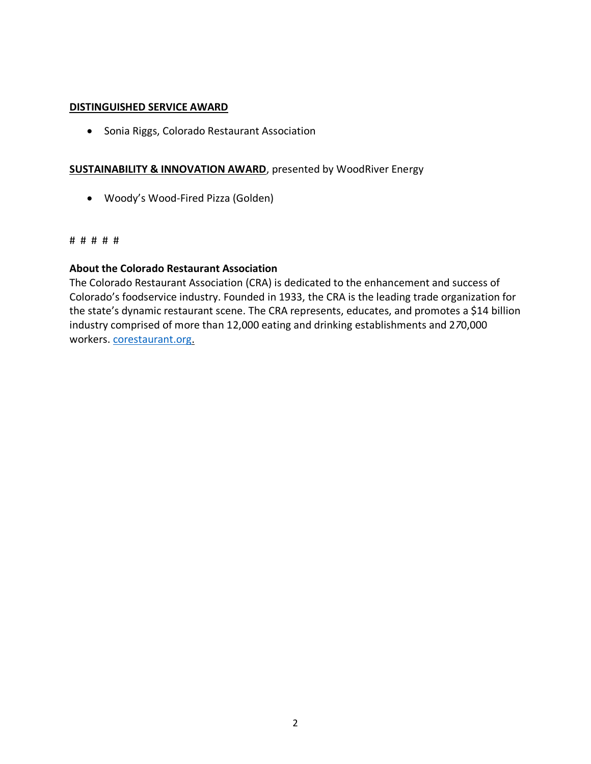**DISTINGUISHED SERVICE AWARD**

- Sonia Riggs, Colorado Restaurant Association

**SUSTAINABILITY & INNOVATION AWARD**, presented by WoodRiver Energy

- Woody's Wood-Fired Pizza (Golden)

# # # # #

**About the Colorado Restaurant Association**
The Colorado Restaurant Association (CRA) is dedicated to the enhancement and success of Colorado's foodservice industry. Founded in 1933, the CRA is the leading trade organization for the state's dynamic restaurant scene. The CRA represents, educates, and promotes a $14 billion industry comprised of more than 12,000 eating and drinking establishments and 270,000 workers. corestaurant.org.